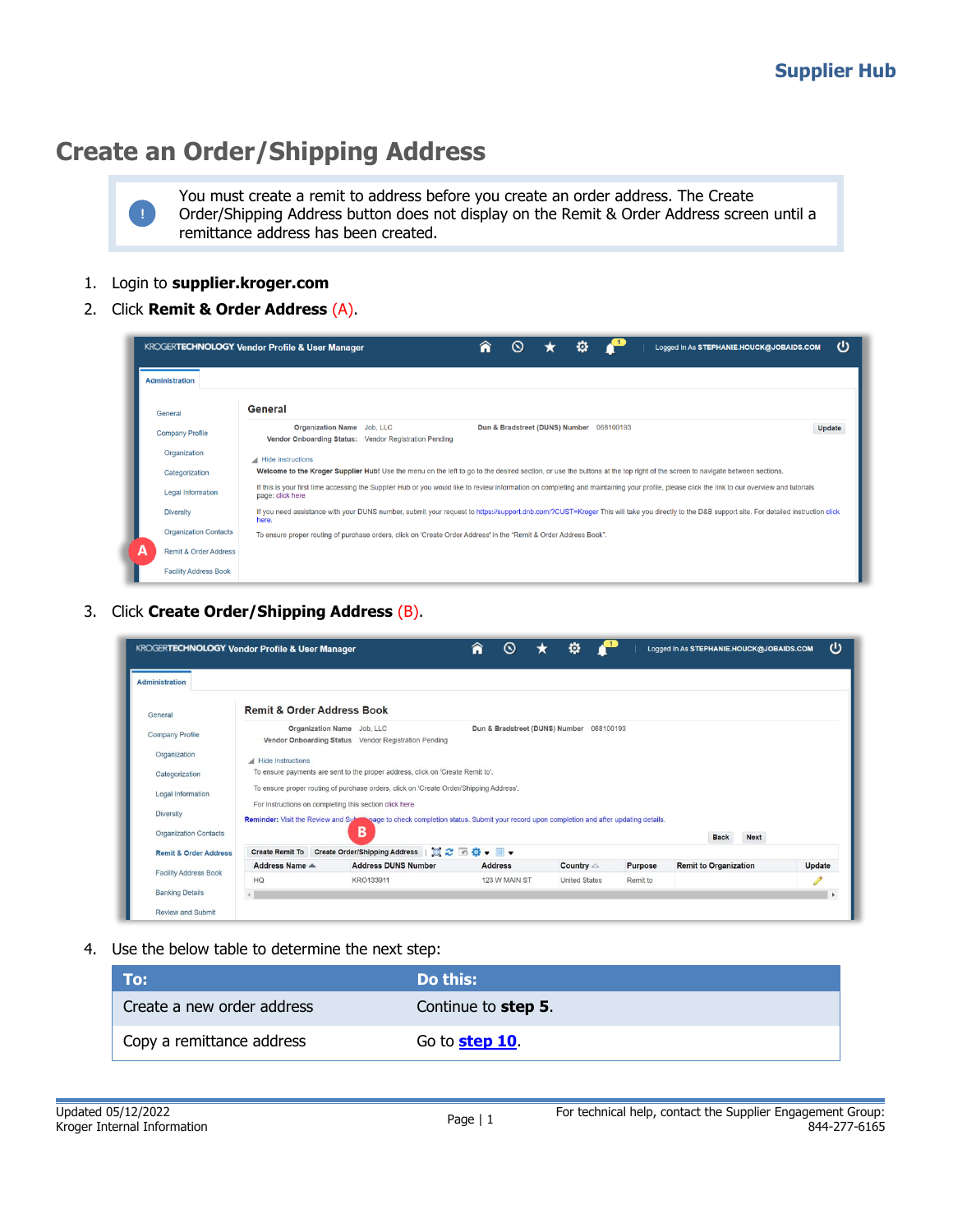# Create an Order/Shipping Address

> You must create a remit to address before you create an order address. The Create Order/Shipping Address button does not display on the Remit & Order Address screen until a remittance address has been created.

1. Login to **supplier.kroger.com**
2. Click **Remit & Order Address** (A).
3. Click **Create Order/Shipping Address** (B).
4. Use the below table to determine the next step:

| To: | Do this: |
| --- | --- |
| Create a new order address | Continue to **step 5**. |
| Copy a remittance address | Go to **step 10**. |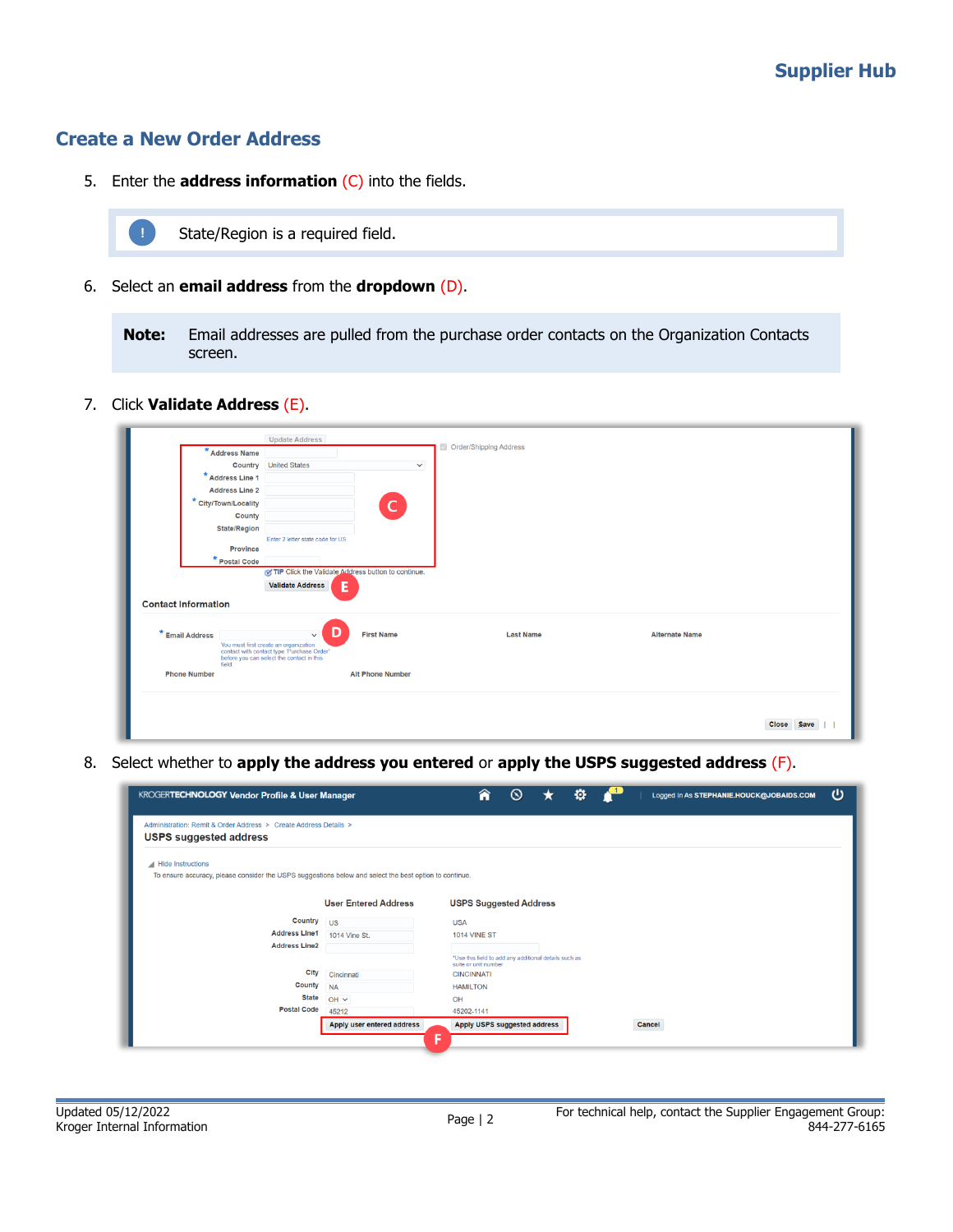## Create a New Order Address

5. Enter the **address information** (C) into the fields.

> State/Region is a required field.

6. Select an **email address** from the **dropdown** (D).

> **Note:** Email addresses are pulled from the purchase order contacts on the Organization Contacts screen.

7. Click **Validate Address** (E).

8. Select whether to **apply the address you entered** or **apply the USPS suggested address** (F).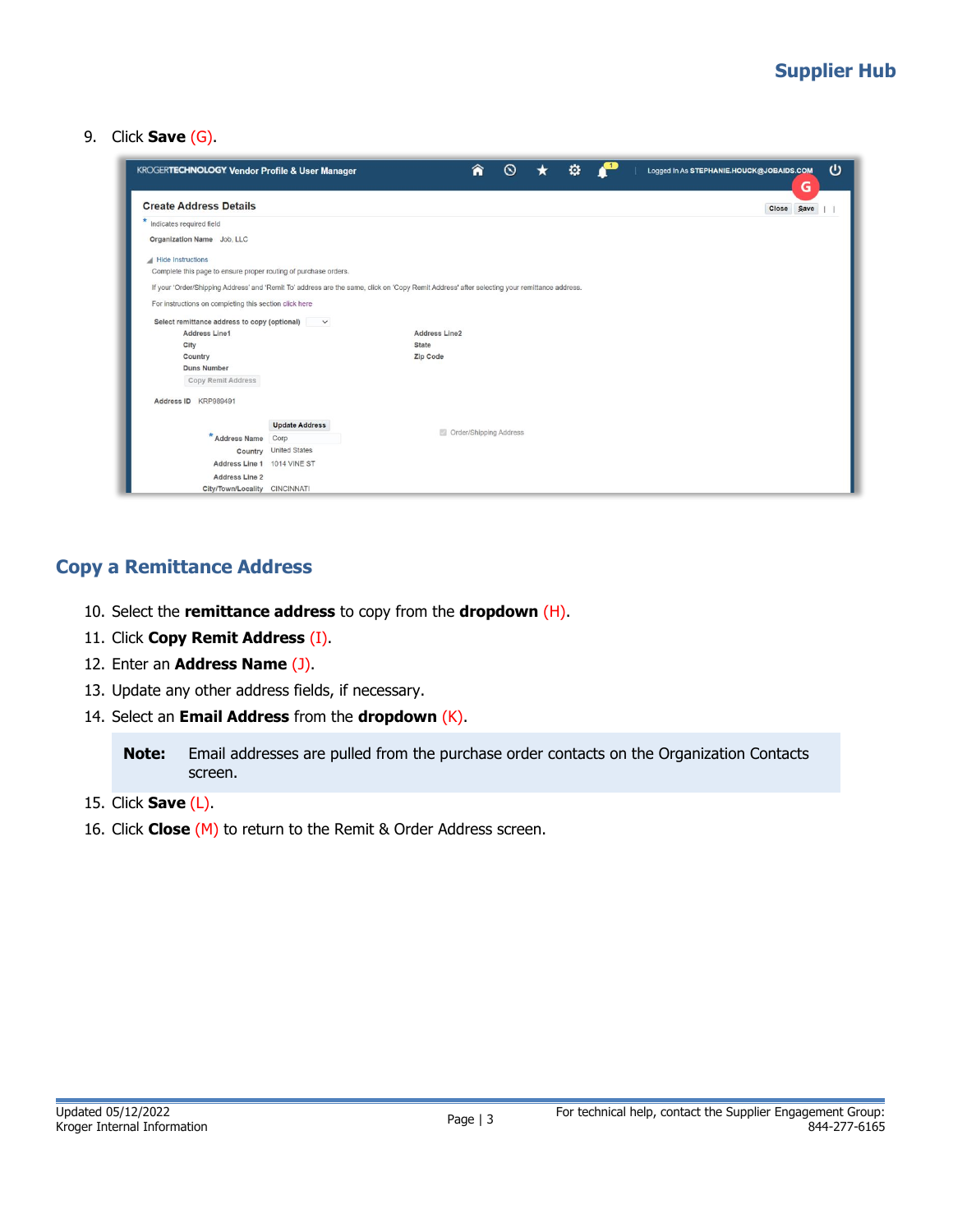9. Click **Save** (G).

## Copy a Remittance Address

10. Select the **remittance address** to copy from the **dropdown** (H).
11. Click **Copy Remit Address** (I).
12. Enter an **Address Name** (J).
13. Update any other address fields, if necessary.
14. Select an **Email Address** from the **dropdown** (K).

> **Note:** Email addresses are pulled from the purchase order contacts on the Organization Contacts screen.

15. Click **Save** (L).
16. Click **Close** (M) to return to the Remit & Order Address screen.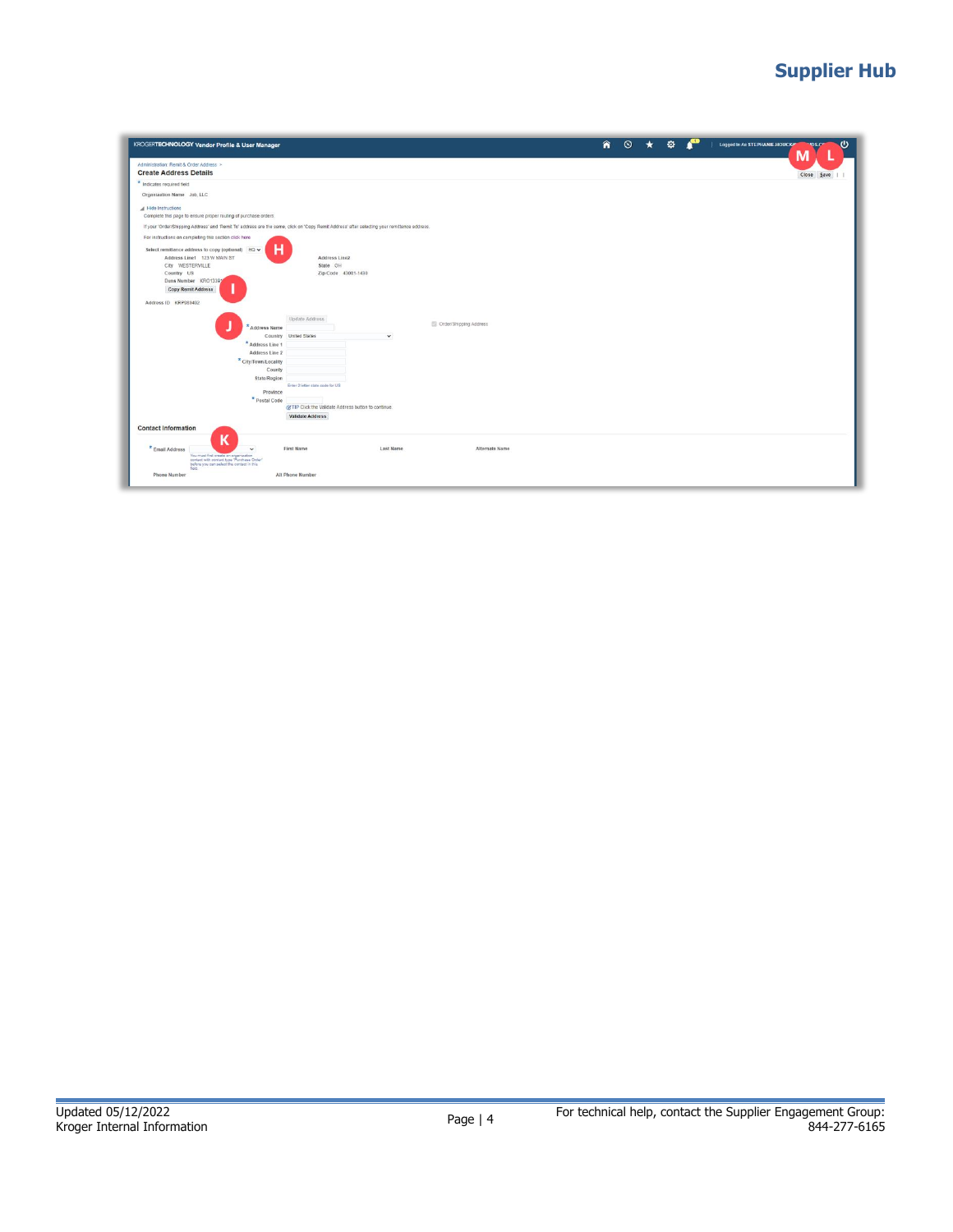KROGERTECHNOLOGY Vendor Profile & User Manager

Administration: Remit & Order Address >

**Create Address Details**

\* Indicates required field

Organization Name Job, LLC

Hide Instructions

Complete this page to ensure proper routing of purchase orders.

If your 'Order/Shipping Address' and 'Remit To' address are the same, click on 'Copy Remit Address' after selecting your remittance address.

For instructions on completing this section click here

Select remittance address to copy (optional) HQ

Address Line1 123 W MAIN ST
City WESTERVILLE
Country US
Duns Number KRO1339

Address Line2
State OH
Zip Code 43081-1439

Copy Remit Address

Address ID KRP089402

Update Address

\* Address Name

Country United States

\* Address Line 1

Address Line 2

\* City/Town/Locality

County

State/Region

Enter 2-letter state code for US

Province

\* Postal Code

TIP Click the Validate Address button to continue.

Validate Address

Order/Shipping Address

Close Save

**Contact Information**

\* Email Address

You must first create an organization contact with contact type "Purchase Order" before you can select the contact in this field.

First Name Last Name Alternate Name

Phone Number All Phone Number

H I J K L M